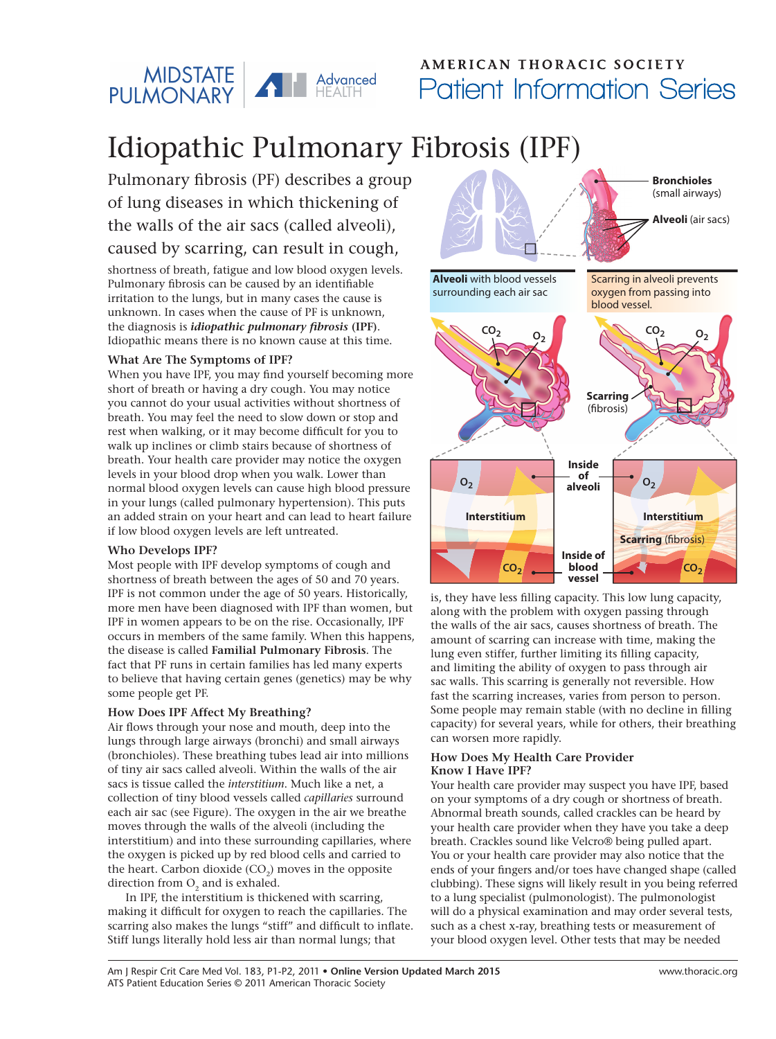# Idiopathic Pulmonary Fibrosis (IPF)

Pulmonary fibrosis (PF) describes a group of lung diseases in which thickening of the walls of the air sacs (called alveoli), caused by scarring, can result in cough, shortness of breath, fatigue and low blood oxygen levels. Pulmonary fibrosis can be caused by an identifiable irritation to the lungs, but in many cases the cause is unknown. In cases when the cause of PF is unknown, the diagnosis is ***idiopathic pulmonary fibrosis*** **(IPF)**. Idiopathic means there is no known cause at this time.

### What Are The Symptoms of IPF?

When you have IPF, you may find yourself becoming more short of breath or having a dry cough. You may notice you cannot do your usual activities without shortness of breath. You may feel the need to slow down or stop and rest when walking, or it may become difficult for you to walk up inclines or climb stairs because of shortness of breath. Your health care provider may notice the oxygen levels in your blood drop when you walk. Lower than normal blood oxygen levels can cause high blood pressure in your lungs (called pulmonary hypertension). This puts an added strain on your heart and can lead to heart failure if low blood oxygen levels are left untreated.

### Who Develops IPF?

Most people with IPF develop symptoms of cough and shortness of breath between the ages of 50 and 70 years. IPF is not common under the age of 50 years. Historically, more men have been diagnosed with IPF than women, but IPF in women appears to be on the rise. Occasionally, IPF occurs in members of the same family. When this happens, the disease is called **Familial Pulmonary Fibrosis**. The fact that PF runs in certain families has led many experts to believe that having certain genes (genetics) may be why some people get PF.

### How Does IPF Affect My Breathing?

Air flows through your nose and mouth, deep into the lungs through large airways (bronchi) and small airways (bronchioles). These breathing tubes lead air into millions of tiny air sacs called alveoli. Within the walls of the air sacs is tissue called the *interstitium*. Much like a net, a collection of tiny blood vessels called *capillaries* surround each air sac (see Figure). The oxygen in the air we breathe moves through the walls of the alveoli (including the interstitium) and into these surrounding capillaries, where the oxygen is picked up by red blood cells and carried to the heart. Carbon dioxide ($CO_2$) moves in the opposite direction from $O_2$ and is exhaled.

In IPF, the interstitium is thickened with scarring, making it difficult for oxygen to reach the capillaries. The scarring also makes the lungs "stiff" and difficult to inflate. Stiff lungs literally hold less air than normal lungs; that is, they have less filling capacity. This low lung capacity, along with the problem with oxygen passing through the walls of the air sacs, causes shortness of breath. The amount of scarring can increase with time, making the lung even stiffer, further limiting its filling capacity, and limiting the ability of oxygen to pass through air sac walls. This scarring is generally not reversible. How fast the scarring increases, varies from person to person. Some people may remain stable (with no decline in filling capacity) for several years, while for others, their breathing can worsen more rapidly.

**Bronchioles** (small airways)
**Alveoli** (air sacs)

**Alveoli** with blood vessels surrounding each air sac

Scarring in alveoli prevents oxygen from passing into blood vessel.

$CO_2$ $O_2$ — **Scarring** (fibrosis) — **Inside of alveoli** — **Interstitium** — **Scarring** (fibrosis) — **Inside of blood vessel**

### How Does My Health Care Provider Know I Have IPF?

Your health care provider may suspect you have IPF, based on your symptoms of a dry cough or shortness of breath. Abnormal breath sounds, called crackles can be heard by your health care provider when they have you take a deep breath. Crackles sound like Velcro® being pulled apart. You or your health care provider may also notice that the ends of your fingers and/or toes have changed shape (called clubbing). These signs will likely result in you being referred to a lung specialist (pulmonologist). The pulmonologist will do a physical examination and may order several tests, such as a chest x-ray, breathing tests or measurement of your blood oxygen level. Other tests that may be needed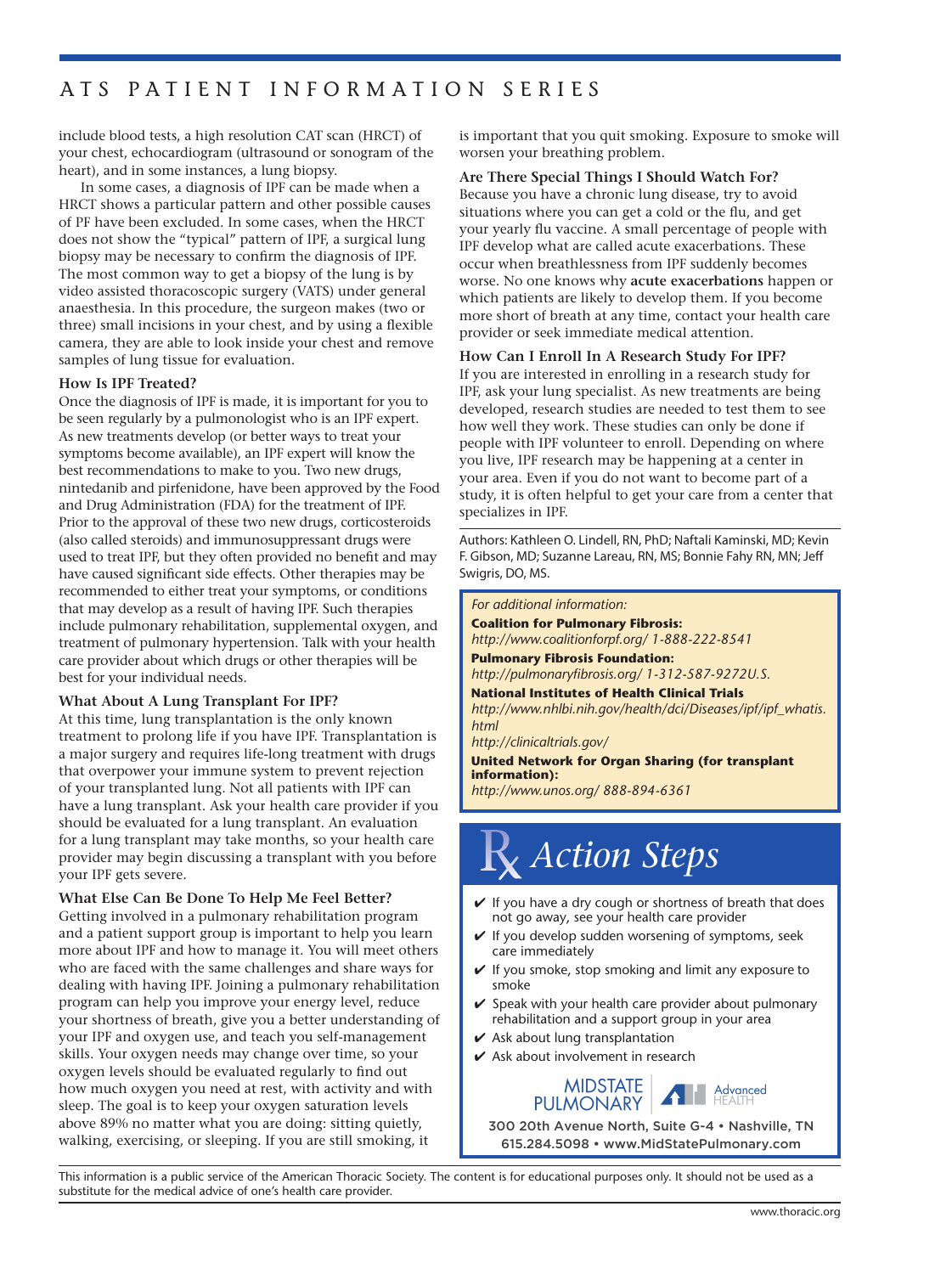include blood tests, a high resolution CAT scan (HRCT) of your chest, echocardiogram (ultrasound or sonogram of the heart), and in some instances, a lung biopsy.

In some cases, a diagnosis of IPF can be made when a HRCT shows a particular pattern and other possible causes of PF have been excluded. In some cases, when the HRCT does not show the "typical" pattern of IPF, a surgical lung biopsy may be necessary to confirm the diagnosis of IPF. The most common way to get a biopsy of the lung is by video assisted thoracoscopic surgery (VATS) under general anaesthesia. In this procedure, the surgeon makes (two or three) small incisions in your chest, and by using a flexible camera, they are able to look inside your chest and remove samples of lung tissue for evaluation.

### How Is IPF Treated?

Once the diagnosis of IPF is made, it is important for you to be seen regularly by a pulmonologist who is an IPF expert. As new treatments develop (or better ways to treat your symptoms become available), an IPF expert will know the best recommendations to make to you. Two new drugs, nintedanib and pirfenidone, have been approved by the Food and Drug Administration (FDA) for the treatment of IPF. Prior to the approval of these two new drugs, corticosteroids (also called steroids) and immunosuppressant drugs were used to treat IPF, but they often provided no benefit and may have caused significant side effects. Other therapies may be recommended to either treat your symptoms, or conditions that may develop as a result of having IPF. Such therapies include pulmonary rehabilitation, supplemental oxygen, and treatment of pulmonary hypertension. Talk with your health care provider about which drugs or other therapies will be best for your individual needs.

### What About A Lung Transplant For IPF?

At this time, lung transplantation is the only known treatment to prolong life if you have IPF. Transplantation is a major surgery and requires life-long treatment with drugs that overpower your immune system to prevent rejection of your transplanted lung. Not all patients with IPF can have a lung transplant. Ask your health care provider if you should be evaluated for a lung transplant. An evaluation for a lung transplant may take months, so your health care provider may begin discussing a transplant with you before your IPF gets severe.

### What Else Can Be Done To Help Me Feel Better?

Getting involved in a pulmonary rehabilitation program and a patient support group is important to help you learn more about IPF and how to manage it. You will meet others who are faced with the same challenges and share ways for dealing with having IPF. Joining a pulmonary rehabilitation program can help you improve your energy level, reduce your shortness of breath, give you a better understanding of your IPF and oxygen use, and teach you self-management skills. Your oxygen needs may change over time, so your oxygen levels should be evaluated regularly to find out how much oxygen you need at rest, with activity and with sleep. The goal is to keep your oxygen saturation levels above 89% no matter what you are doing: sitting quietly, walking, exercising, or sleeping. If you are still smoking, it is important that you quit smoking. Exposure to smoke will worsen your breathing problem.

### Are There Special Things I Should Watch For?

Because you have a chronic lung disease, try to avoid situations where you can get a cold or the flu, and get your yearly flu vaccine. A small percentage of people with IPF develop what are called acute exacerbations. These occur when breathlessness from IPF suddenly becomes worse. No one knows why **acute exacerbations** happen or which patients are likely to develop them. If you become more short of breath at any time, contact your health care provider or seek immediate medical attention.

### How Can I Enroll In A Research Study For IPF?

If you are interested in enrolling in a research study for IPF, ask your lung specialist. As new treatments are being developed, research studies are needed to test them to see how well they work. These studies can only be done if people with IPF volunteer to enroll. Depending on where you live, IPF research may be happening at a center in your area. Even if you do not want to become part of a study, it is often helpful to get your care from a center that specializes in IPF.

Authors: Kathleen O. Lindell, RN, PhD; Naftali Kaminski, MD; Kevin F. Gibson, MD; Suzanne Lareau, RN, MS; Bonnie Fahy RN, MN; Jeff Swigris, DO, MS.

*For additional information:*

**Coalition for Pulmonary Fibrosis:**
*http://www.coalitionforpf.org/ 1-888-222-8541*

**Pulmonary Fibrosis Foundation:**
*http://pulmonaryfibrosis.org/ 1-312-587-9272U.S.*

**National Institutes of Health Clinical Trials**
*http://www.nhlbi.nih.gov/health/dci/Diseases/ipf/ipf_whatis.html*
*http://clinicaltrials.gov/*

**United Network for Organ Sharing (for transplant information):**
*http://www.unos.org/ 888-894-6361*

## R_x Action Steps

- ✔ If you have a dry cough or shortness of breath that does not go away, see your health care provider
- ✔ If you develop sudden worsening of symptoms, seek care immediately
- ✔ If you smoke, stop smoking and limit any exposure to smoke
- ✔ Speak with your health care provider about pulmonary rehabilitation and a support group in your area
- ✔ Ask about lung transplantation
- ✔ Ask about involvement in research

MIDSTATE PULMONARY | Advanced HEALTH

300 20th Avenue North, Suite G-4 • Nashville, TN
615.284.5098 • www.MidStatePulmonary.com

This information is a public service of the American Thoracic Society. The content is for educational purposes only. It should not be used as a substitute for the medical advice of one's health care provider.